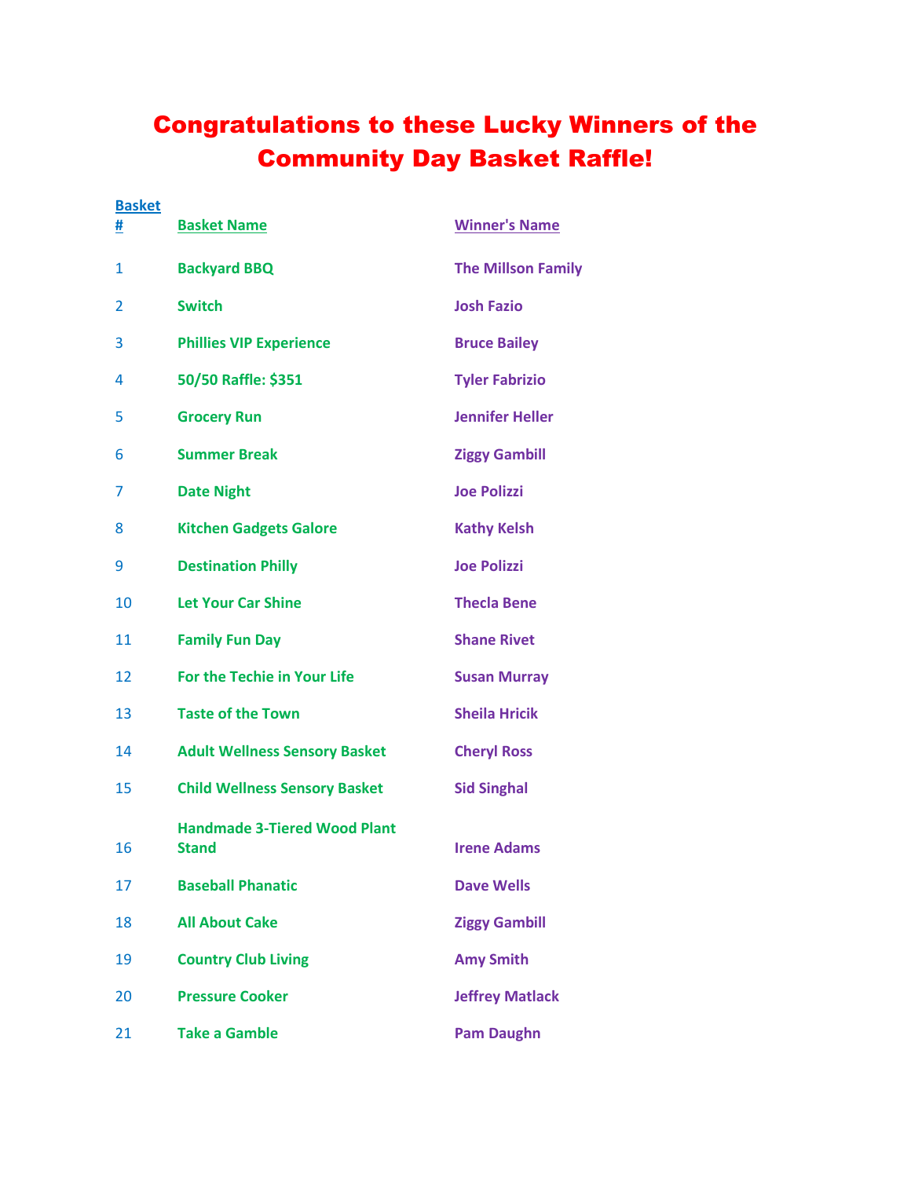# Congratulations to these Lucky Winners of the Community Day Basket Raffle!

| Basket # | Basket Name | Winner's Name |
|---|---|---|
| 1 | Backyard BBQ | The Millson Family |
| 2 | Switch | Josh Fazio |
| 3 | Phillies VIP Experience | Bruce Bailey |
| 4 | 50/50 Raffle: $351 | Tyler Fabrizio |
| 5 | Grocery Run | Jennifer Heller |
| 6 | Summer Break | Ziggy Gambill |
| 7 | Date Night | Joe Polizzi |
| 8 | Kitchen Gadgets Galore | Kathy Kelsh |
| 9 | Destination Philly | Joe Polizzi |
| 10 | Let Your Car Shine | Thecla Bene |
| 11 | Family Fun Day | Shane Rivet |
| 12 | For the Techie in Your Life | Susan Murray |
| 13 | Taste of the Town | Sheila Hricik |
| 14 | Adult Wellness Sensory Basket | Cheryl Ross |
| 15 | Child Wellness Sensory Basket | Sid Singhal |
| 16 | Handmade 3-Tiered Wood Plant Stand | Irene Adams |
| 17 | Baseball Phanatic | Dave Wells |
| 18 | All About Cake | Ziggy Gambill |
| 19 | Country Club Living | Amy Smith |
| 20 | Pressure Cooker | Jeffrey Matlack |
| 21 | Take a Gamble | Pam Daughn |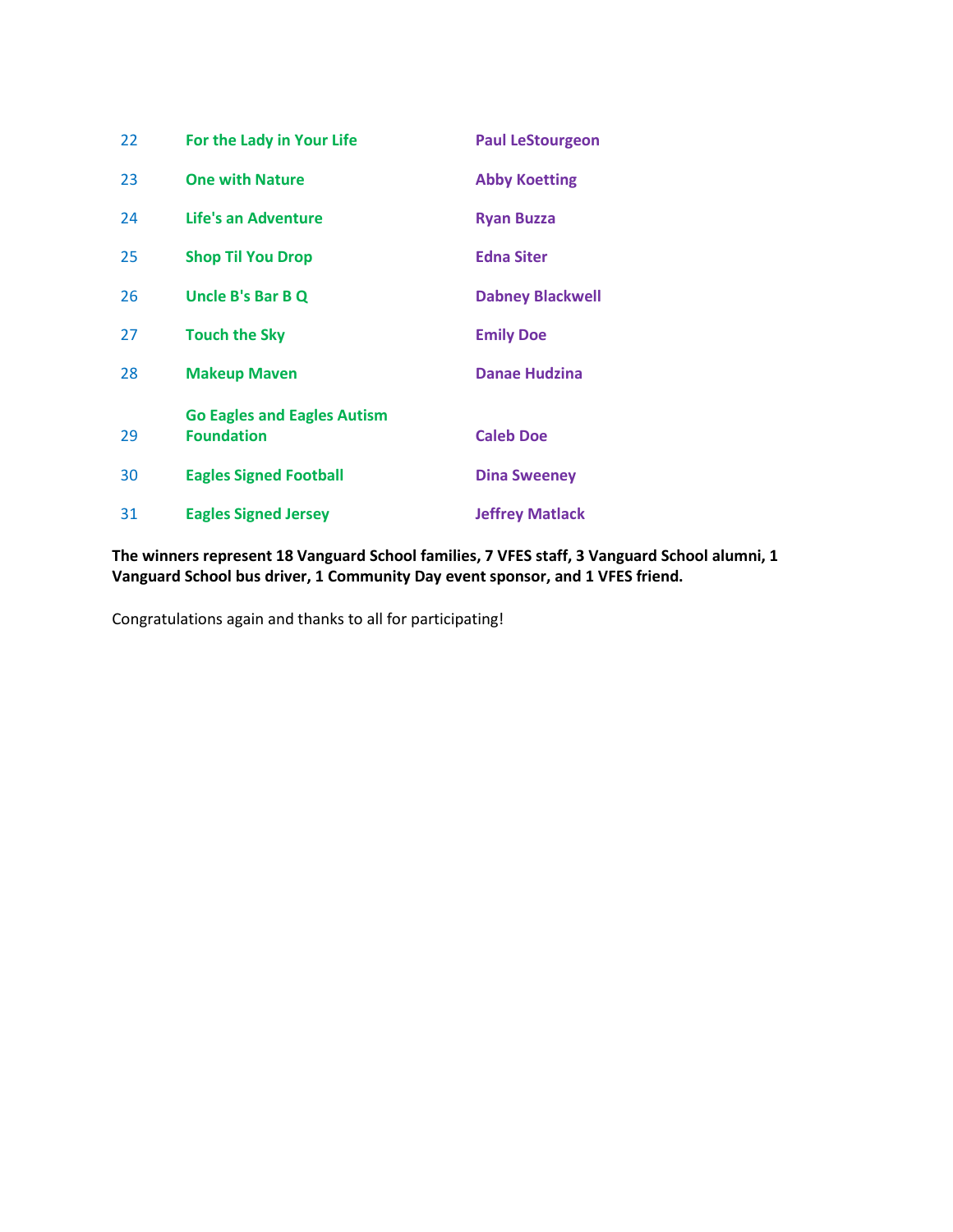| | | |
|---|---|---|
| 22 | **For the Lady in Your Life** | **Paul LeStourgeon** |
| 23 | **One with Nature** | **Abby Koetting** |
| 24 | **Life's an Adventure** | **Ryan Buzza** |
| 25 | **Shop Til You Drop** | **Edna Siter** |
| 26 | **Uncle B's Bar B Q** | **Dabney Blackwell** |
| 27 | **Touch the Sky** | **Emily Doe** |
| 28 | **Makeup Maven** | **Danae Hudzina** |
| 29 | **Go Eagles and Eagles Autism Foundation** | **Caleb Doe** |
| 30 | **Eagles Signed Football** | **Dina Sweeney** |
| 31 | **Eagles Signed Jersey** | **Jeffrey Matlack** |

**The winners represent 18 Vanguard School families, 7 VFES staff, 3 Vanguard School alumni, 1 Vanguard School bus driver, 1 Community Day event sponsor, and 1 VFES friend.**

Congratulations again and thanks to all for participating!